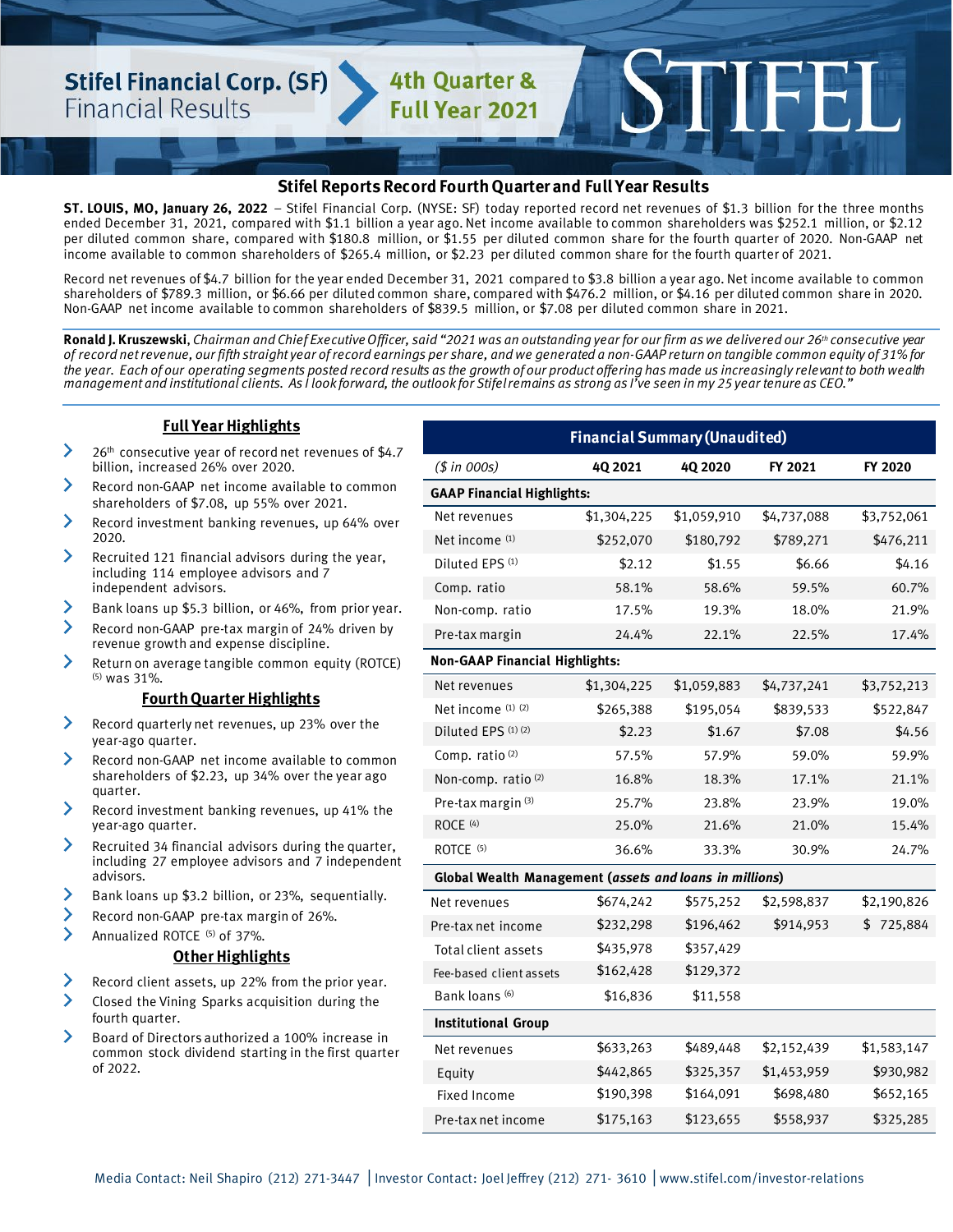# Stifel Financial Corp. (SF) Financial Results

## 4th Quarter & Full Year 2021

STIFEL

## Stifel Reports Record Fourth Quarter and Full Year Results

**ST. LOUIS, MO, January 26, 2022** – Stifel Financial Corp. (NYSE: SF) today reported record net revenues of $1.3 billion for the three months ended December 31, 2021, compared with $1.1 billion a year ago. Net income available to common shareholders was $252.1 million, or $2.12 per diluted common share, compared with $180.8 million, or $1.55 per diluted common share for the fourth quarter of 2020. Non-GAAP net income available to common shareholders of $265.4 million, or $2.23 per diluted common share for the fourth quarter of 2021.

Record net revenues of $4.7 billion for the year ended December 31, 2021 compared to $3.8 billion a year ago. Net income available to common shareholders of $789.3 million, or $6.66 per diluted common share, compared with $476.2 million, or $4.16 per diluted common share in 2020. Non-GAAP net income available to common shareholders of $839.5 million, or $7.08 per diluted common share in 2021.

**Ronald J. Kruszewski**, *Chairman and Chief Executive Officer, said "2021 was an outstanding year for our firm as we delivered our 26th consecutive year of record net revenue, our fifth straight year of record earnings per share, and we generated a non-GAAP return on tangible common equity of 31% for the year. Each of our operating segments posted record results as the growth of our product offering has made us increasingly relevant to both wealth management and institutional clients. As I look forward, the outlook for Stifel remains as strong as I've seen in my 25 year tenure as CEO."*

### Full Year Highlights

- 26th consecutive year of record net revenues of $4.7 billion, increased 26% over 2020.
- Record non-GAAP net income available to common shareholders of $7.08, up 55% over 2021.
- Record investment banking revenues, up 64% over 2020.
- Recruited 121 financial advisors during the year, including 114 employee advisors and 7 independent advisors.
- Bank loans up $5.3 billion, or 46%, from prior year.
- Record non-GAAP pre-tax margin of 24% driven by revenue growth and expense discipline.
- Return on average tangible common equity (ROTCE) [5] was 31%.

### Fourth Quarter Highlights

- Record quarterly net revenues, up 23% over the year-ago quarter.
- Record non-GAAP net income available to common shareholders of $2.23, up 34% over the year ago quarter.
- Record investment banking revenues, up 41% the year-ago quarter.
- Recruited 34 financial advisors during the quarter, including 27 employee advisors and 7 independent advisors.
- Bank loans up $3.2 billion, or 23%, sequentially.
- Record non-GAAP pre-tax margin of 26%.
- Annualized ROTCE [5] of 37%.

### Other Highlights

- Record client assets, up 22% from the prior year.
- Closed the Vining Sparks acquisition during the fourth quarter.
- Board of Directors authorized a 100% increase in common stock dividend starting in the first quarter of 2022.

| Financial Summary (Unaudited) | | | | |
|---|---|---|---|---|
| *($ in 000s)* | **4Q 2021** | **4Q 2020** | **FY 2021** | **FY 2020** |
| **GAAP Financial Highlights:** | | | | |
| Net revenues | $1,304,225 | $1,059,910 | $4,737,088 | $3,752,061 |
| Net income [1] | $252,070 | $180,792 | $789,271 | $476,211 |
| Diluted EPS [1] | $2.12 | $1.55 | $6.66 | $4.16 |
| Comp. ratio | 58.1% | 58.6% | 59.5% | 60.7% |
| Non-comp. ratio | 17.5% | 19.3% | 18.0% | 21.9% |
| Pre-tax margin | 24.4% | 22.1% | 22.5% | 17.4% |
| **Non-GAAP Financial Highlights:** | | | | |
| Net revenues | $1,304,225 | $1,059,883 | $4,737,241 | $3,752,213 |
| Net income [1] [2] | $265,388 | $195,054 | $839,533 | $522,847 |
| Diluted EPS [1] [2] | $2.23 | $1.67 | $7.08 | $4.56 |
| Comp. ratio [2] | 57.5% | 57.9% | 59.0% | 59.9% |
| Non-comp. ratio [2] | 16.8% | 18.3% | 17.1% | 21.1% |
| Pre-tax margin [3] | 25.7% | 23.8% | 23.9% | 19.0% |
| ROCE [4] | 25.0% | 21.6% | 21.0% | 15.4% |
| ROTCE [5] | 36.6% | 33.3% | 30.9% | 24.7% |
| **Global Wealth Management (*assets and loans in millions*)** | | | | |
| Net revenues | $674,242 | $575,252 | $2,598,837 | $2,190,826 |
| Pre-tax net income | $232,298 | $196,462 | $914,953 | $ 725,884 |
| Total client assets | $435,978 | $357,429 | | |
| Fee-based client assets | $162,428 | $129,372 | | |
| Bank loans [6] | $16,836 | $11,558 | | |
| **Institutional Group** | | | | |
| Net revenues | $633,263 | $489,448 | $2,152,439 | $1,583,147 |
| Equity | $442,865 | $325,357 | $1,453,959 | $930,982 |
| Fixed Income | $190,398 | $164,091 | $698,480 | $652,165 |
| Pre-tax net income | $175,163 | $123,655 | $558,937 | $325,285 |

Media Contact: Neil Shapiro (212) 271-3447 | Investor Contact: Joel Jeffrey (212) 271- 3610 | www.stifel.com/investor-relations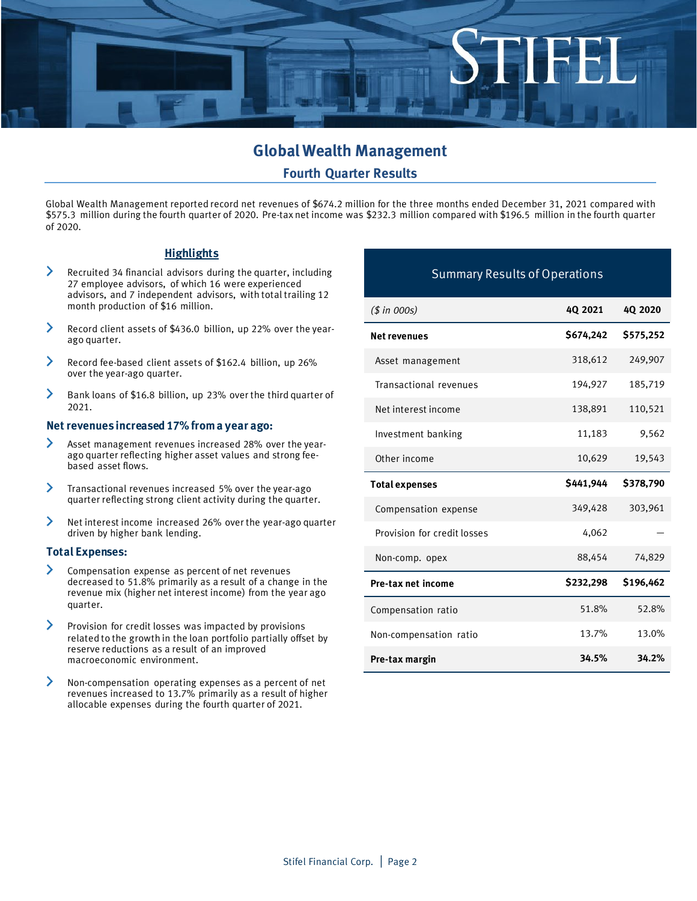# Global Wealth Management

## Fourth Quarter Results

Global Wealth Management reported record net revenues of $674.2 million for the three months ended December 31, 2021 compared with $575.3 million during the fourth quarter of 2020. Pre-tax net income was $232.3 million compared with $196.5 million in the fourth quarter of 2020.

### Highlights

- Recruited 34 financial advisors during the quarter, including 27 employee advisors, of which 16 were experienced advisors, and 7 independent advisors, with total trailing 12 month production of $16 million.
- Record client assets of $436.0 billion, up 22% over the year-ago quarter.
- Record fee-based client assets of $162.4 billion, up 26% over the year-ago quarter.
- Bank loans of $16.8 billion, up 23% over the third quarter of 2021.

### Net revenues increased 17% from a year ago:

- Asset management revenues increased 28% over the year-ago quarter reflecting higher asset values and strong fee-based asset flows.
- Transactional revenues increased 5% over the year-ago quarter reflecting strong client activity during the quarter.
- Net interest income increased 26% over the year-ago quarter driven by higher bank lending.

### Total Expenses:

- Compensation expense as percent of net revenues decreased to 51.8% primarily as a result of a change in the revenue mix (higher net interest income) from the year ago quarter.
- Provision for credit losses was impacted by provisions related to the growth in the loan portfolio partially offset by reserve reductions as a result of an improved macroeconomic environment.
- Non-compensation operating expenses as a percent of net revenues increased to 13.7% primarily as a result of higher allocable expenses during the fourth quarter of 2021.

### Summary Results of Operations

| *($ in 000s)* | **4Q 2021** | **4Q 2020** |
|---|---|---|
| **Net revenues** | **$674,242** | **$575,252** |
| Asset management | 318,612 | 249,907 |
| Transactional revenues | 194,927 | 185,719 |
| Net interest income | 138,891 | 110,521 |
| Investment banking | 11,183 | 9,562 |
| Other income | 10,629 | 19,543 |
| **Total expenses** | **$441,944** | **$378,790** |
| Compensation expense | 349,428 | 303,961 |
| Provision for credit losses | 4,062 | — |
| Non-comp. opex | 88,454 | 74,829 |
| **Pre-tax net income** | **$232,298** | **$196,462** |
| Compensation ratio | 51.8% | 52.8% |
| Non-compensation ratio | 13.7% | 13.0% |
| **Pre-tax margin** | **34.5%** | **34.2%** |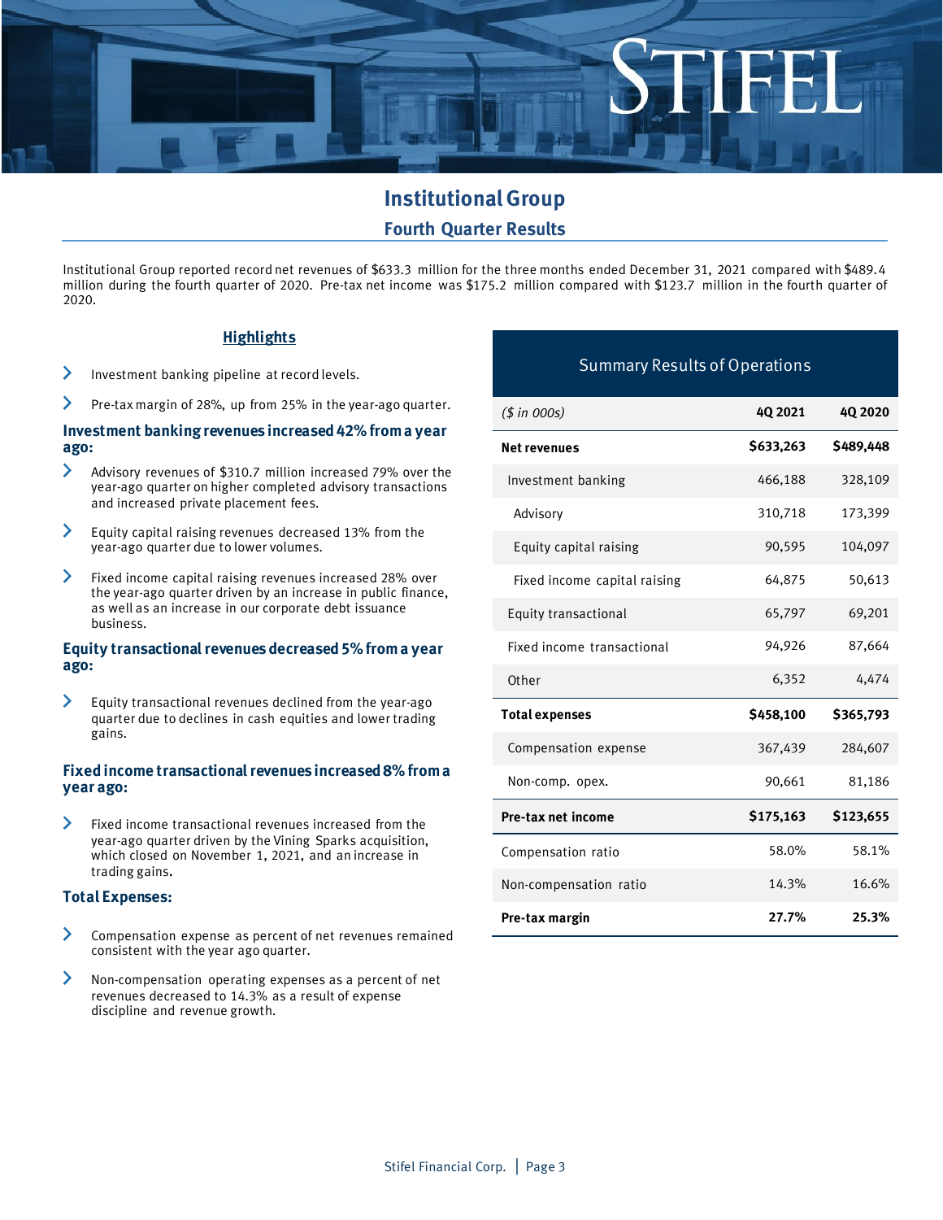# Institutional Group

## Fourth Quarter Results

Institutional Group reported record net revenues of $633.3 million for the three months ended December 31, 2021 compared with $489.4 million during the fourth quarter of 2020. Pre-tax net income was $175.2 million compared with $123.7 million in the fourth quarter of 2020.

### Highlights

- Investment banking pipeline at record levels.
- Pre-tax margin of 28%, up from 25% in the year-ago quarter.

### Investment banking revenues increased 42% from a year ago:

- Advisory revenues of $310.7 million increased 79% over the year-ago quarter on higher completed advisory transactions and increased private placement fees.
- Equity capital raising revenues decreased 13% from the year-ago quarter due to lower volumes.
- Fixed income capital raising revenues increased 28% over the year-ago quarter driven by an increase in public finance, as well as an increase in our corporate debt issuance business.

### Equity transactional revenues decreased 5% from a year ago:

- Equity transactional revenues declined from the year-ago quarter due to declines in cash equities and lower trading gains.

### Fixed income transactional revenues increased 8% from a year ago:

- Fixed income transactional revenues increased from the year-ago quarter driven by the Vining Sparks acquisition, which closed on November 1, 2021, and an increase in trading gains.

### Total Expenses:

- Compensation expense as percent of net revenues remained consistent with the year ago quarter.
- Non-compensation operating expenses as a percent of net revenues decreased to 14.3% as a result of expense discipline and revenue growth.

### Summary Results of Operations

| *($ in 000s)* | **4Q 2021** | **4Q 2020** |
|---|---|---|
| **Net revenues** | **$633,263** | **$489,448** |
| Investment banking | 466,188 | 328,109 |
| Advisory | 310,718 | 173,399 |
| Equity capital raising | 90,595 | 104,097 |
| Fixed income capital raising | 64,875 | 50,613 |
| Equity transactional | 65,797 | 69,201 |
| Fixed income transactional | 94,926 | 87,664 |
| Other | 6,352 | 4,474 |
| **Total expenses** | **$458,100** | **$365,793** |
| Compensation expense | 367,439 | 284,607 |
| Non-comp. opex. | 90,661 | 81,186 |
| **Pre-tax net income** | **$175,163** | **$123,655** |
| Compensation ratio | 58.0% | 58.1% |
| Non-compensation ratio | 14.3% | 16.6% |
| **Pre-tax margin** | **27.7%** | **25.3%** |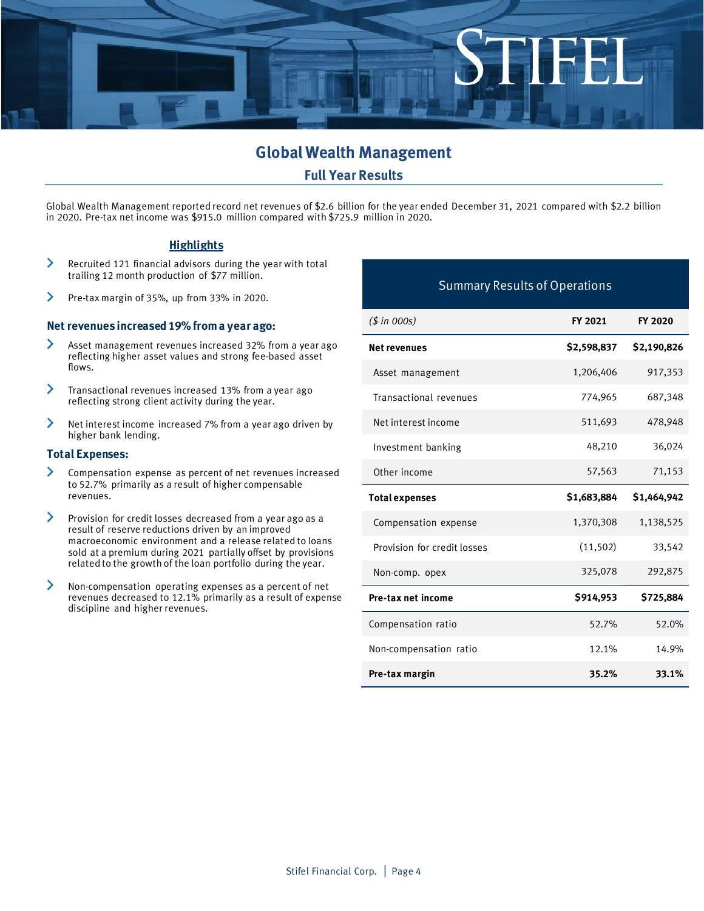## Global Wealth Management

### Full Year Results

Global Wealth Management reported record net revenues of $2.6 billion for the year ended December 31, 2021 compared with $2.2 billion in 2020. Pre-tax net income was $915.0 million compared with $725.9 million in 2020.

#### Highlights

- Recruited 121 financial advisors during the year with total trailing 12 month production of $77 million.
- Pre-tax margin of 35%, up from 33% in 2020.

#### Net revenues increased 19% from a year ago:

- Asset management revenues increased 32% from a year ago reflecting higher asset values and strong fee-based asset flows.
- Transactional revenues increased 13% from a year ago reflecting strong client activity during the year.
- Net interest income increased 7% from a year ago driven by higher bank lending.

#### Total Expenses:

- Compensation expense as percent of net revenues increased to 52.7% primarily as a result of higher compensable revenues.
- Provision for credit losses decreased from a year ago as a result of reserve reductions driven by an improved macroeconomic environment and a release related to loans sold at a premium during 2021 partially offset by provisions related to the growth of the loan portfolio during the year.
- Non-compensation operating expenses as a percent of net revenues decreased to 12.1% primarily as a result of expense discipline and higher revenues.

**Summary Results of Operations**

| *($ in 000s)* | **FY 2021** | **FY 2020** |
|---|---|---|
| **Net revenues** | **$2,598,837** | **$2,190,826** |
| Asset management | 1,206,406 | 917,353 |
| Transactional revenues | 774,965 | 687,348 |
| Net interest income | 511,693 | 478,948 |
| Investment banking | 48,210 | 36,024 |
| Other income | 57,563 | 71,153 |
| **Total expenses** | **$1,683,884** | **$1,464,942** |
| Compensation expense | 1,370,308 | 1,138,525 |
| Provision for credit losses | (11,502) | 33,542 |
| Non-comp. opex | 325,078 | 292,875 |
| **Pre-tax net income** | **$914,953** | **$725,884** |
| Compensation ratio | 52.7% | 52.0% |
| Non-compensation ratio | 12.1% | 14.9% |
| **Pre-tax margin** | **35.2%** | **33.1%** |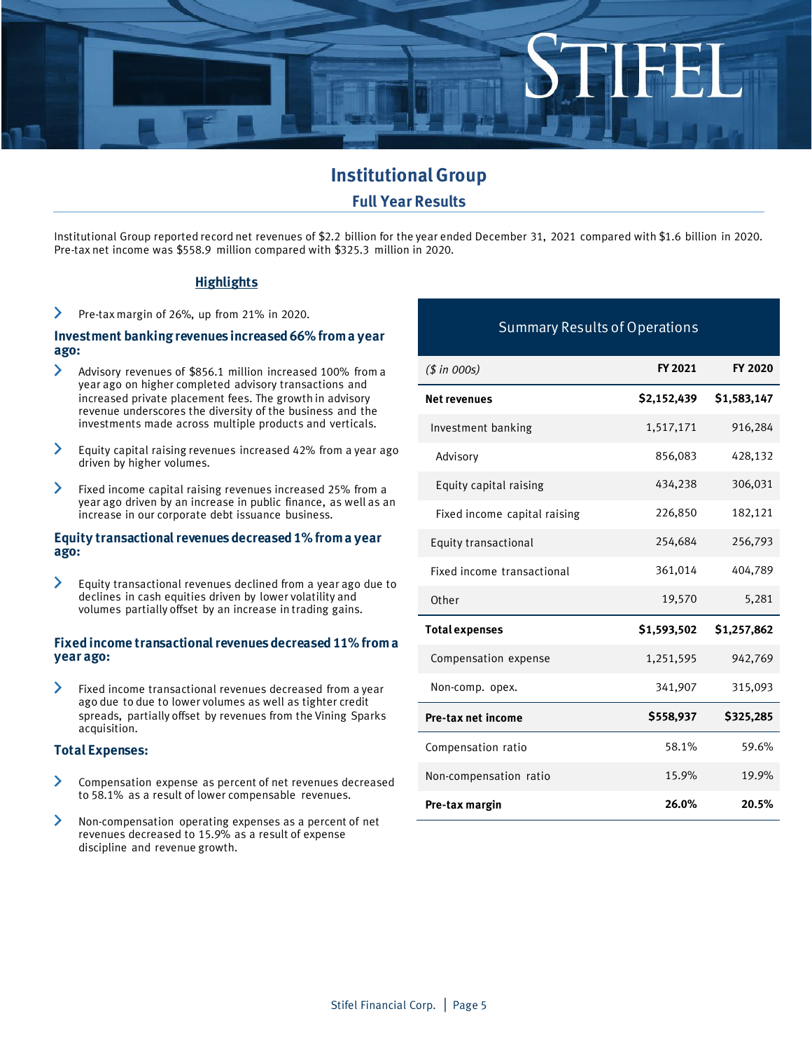# Institutional Group

## Full Year Results

Institutional Group reported record net revenues of $2.2 billion for the year ended December 31, 2021 compared with $1.6 billion in 2020. Pre-tax net income was $558.9 million compared with $325.3 million in 2020.

### Highlights

- Pre-tax margin of 26%, up from 21% in 2020.

**Investment banking revenues increased 66% from a year ago:**

- Advisory revenues of $856.1 million increased 100% from a year ago on higher completed advisory transactions and increased private placement fees. The growth in advisory revenue underscores the diversity of the business and the investments made across multiple products and verticals.
- Equity capital raising revenues increased 42% from a year ago driven by higher volumes.
- Fixed income capital raising revenues increased 25% from a year ago driven by an increase in public finance, as well as an increase in our corporate debt issuance business.

**Equity transactional revenues decreased 1% from a year ago:**

- Equity transactional revenues declined from a year ago due to declines in cash equities driven by lower volatility and volumes partially offset by an increase in trading gains.

**Fixed income transactional revenues decreased 11% from a year ago:**

- Fixed income transactional revenues decreased from a year ago due to due to lower volumes as well as tighter credit spreads, partially offset by revenues from the Vining Sparks acquisition.

**Total Expenses:**

- Compensation expense as percent of net revenues decreased to 58.1% as a result of lower compensable revenues.
- Non-compensation operating expenses as a percent of net revenues decreased to 15.9% as a result of expense discipline and revenue growth.

### Summary Results of Operations

| *($ in 000s)* | FY 2021 | FY 2020 |
|---|---|---|
| **Net revenues** | **$2,152,439** | **$1,583,147** |
| Investment banking | 1,517,171 | 916,284 |
| Advisory | 856,083 | 428,132 |
| Equity capital raising | 434,238 | 306,031 |
| Fixed income capital raising | 226,850 | 182,121 |
| Equity transactional | 254,684 | 256,793 |
| Fixed income transactional | 361,014 | 404,789 |
| Other | 19,570 | 5,281 |
| **Total expenses** | **$1,593,502** | **$1,257,862** |
| Compensation expense | 1,251,595 | 942,769 |
| Non-comp. opex. | 341,907 | 315,093 |
| **Pre-tax net income** | **$558,937** | **$325,285** |
| Compensation ratio | 58.1% | 59.6% |
| Non-compensation ratio | 15.9% | 19.9% |
| **Pre-tax margin** | **26.0%** | **20.5%** |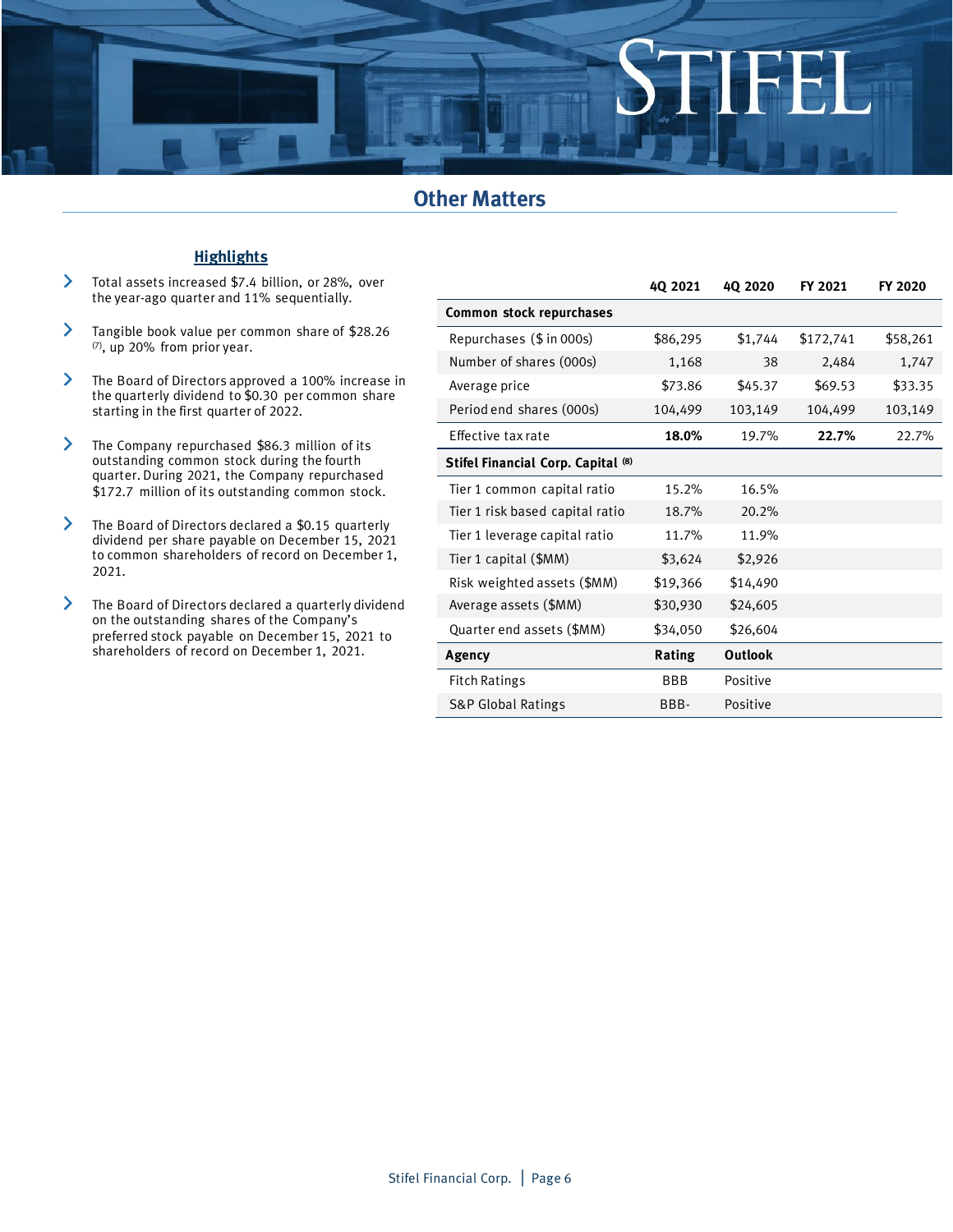## Other Matters

### Highlights

- Total assets increased $7.4 billion, or 28%, over the year-ago quarter and 11% sequentially.
- Tangible book value per common share of $28.26 [7], up 20% from prior year.
- The Board of Directors approved a 100% increase in the quarterly dividend to $0.30 per common share starting in the first quarter of 2022.
- The Company repurchased $86.3 million of its outstanding common stock during the fourth quarter. During 2021, the Company repurchased $172.7 million of its outstanding common stock.
- The Board of Directors declared a $0.15 quarterly dividend per share payable on December 15, 2021 to common shareholders of record on December 1, 2021.
- The Board of Directors declared a quarterly dividend on the outstanding shares of the Company's preferred stock payable on December 15, 2021 to shareholders of record on December 1, 2021.

| | 4Q 2021 | 4Q 2020 | FY 2021 | FY 2020 |
|---|---|---|---|---|
| **Common stock repurchases** | | | | |
| Repurchases ($ in 000s) | $86,295 | $1,744 | $172,741 | $58,261 |
| Number of shares (000s) | 1,168 | 38 | 2,484 | 1,747 |
| Average price | $73.86 | $45.37 | $69.53 | $33.35 |
| Period end shares (000s) | 104,499 | 103,149 | 104,499 | 103,149 |
| Effective tax rate | **18.0%** | 19.7% | **22.7%** | 22.7% |
| **Stifel Financial Corp. Capital [8]** | | | | |
| Tier 1 common capital ratio | 15.2% | 16.5% | | |
| Tier 1 risk based capital ratio | 18.7% | 20.2% | | |
| Tier 1 leverage capital ratio | 11.7% | 11.9% | | |
| Tier 1 capital ($MM) | $3,624 | $2,926 | | |
| Risk weighted assets ($MM) | $19,366 | $14,490 | | |
| Average assets ($MM) | $30,930 | $24,605 | | |
| Quarter end assets ($MM) | $34,050 | $26,604 | | |
| **Agency** | **Rating** | **Outlook** | | |
| Fitch Ratings | BBB | Positive | | |
| S&P Global Ratings | BBB- | Positive | | |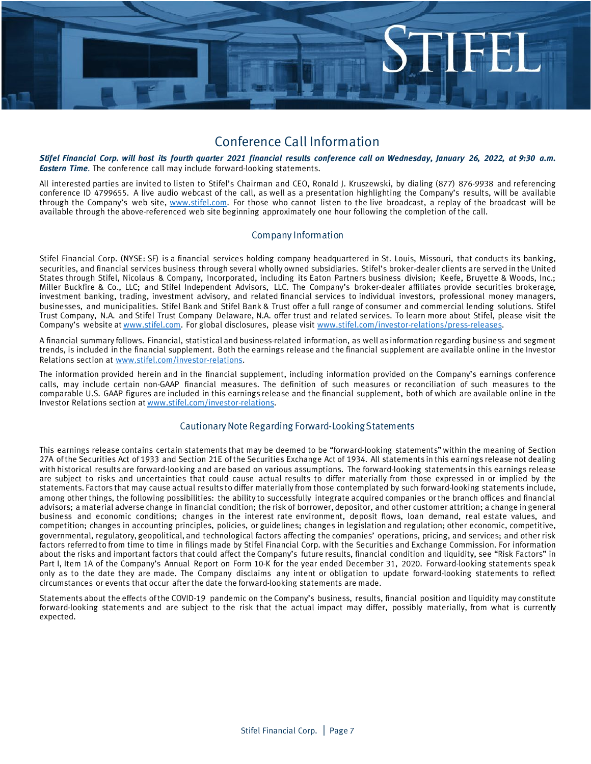## Conference Call Information

***Stifel Financial Corp. will host its fourth quarter 2021 financial results conference call on Wednesday, January 26, 2022, at 9:30 a.m. Eastern Time.*** The conference call may include forward-looking statements.

All interested parties are invited to listen to Stifel's Chairman and CEO, Ronald J. Kruszewski, by dialing (877) 876-9938 and referencing conference ID 4799655. A live audio webcast of the call, as well as a presentation highlighting the Company's results, will be available through the Company's web site, www.stifel.com. For those who cannot listen to the live broadcast, a replay of the broadcast will be available through the above-referenced web site beginning approximately one hour following the completion of the call.

### Company Information

Stifel Financial Corp. (NYSE: SF) is a financial services holding company headquartered in St. Louis, Missouri, that conducts its banking, securities, and financial services business through several wholly owned subsidiaries. Stifel's broker-dealer clients are served in the United States through Stifel, Nicolaus & Company, Incorporated, including its Eaton Partners business division; Keefe, Bruyette & Woods, Inc.; Miller Buckfire & Co., LLC; and Stifel Independent Advisors, LLC. The Company's broker-dealer affiliates provide securities brokerage, investment banking, trading, investment advisory, and related financial services to individual investors, professional money managers, businesses, and municipalities. Stifel Bank and Stifel Bank & Trust offer a full range of consumer and commercial lending solutions. Stifel Trust Company, N.A. and Stifel Trust Company Delaware, N.A. offer trust and related services. To learn more about Stifel, please visit the Company's website at www.stifel.com. For global disclosures, please visit www.stifel.com/investor-relations/press-releases.

A financial summary follows. Financial, statistical and business-related information, as well as information regarding business and segment trends, is included in the financial supplement. Both the earnings release and the financial supplement are available online in the Investor Relations section at www.stifel.com/investor-relations.

The information provided herein and in the financial supplement, including information provided on the Company's earnings conference calls, may include certain non-GAAP financial measures. The definition of such measures or reconciliation of such measures to the comparable U.S. GAAP figures are included in this earnings release and the financial supplement, both of which are available online in the Investor Relations section at www.stifel.com/investor-relations.

### Cautionary Note Regarding Forward-Looking Statements

This earnings release contains certain statements that may be deemed to be "forward-looking statements" within the meaning of Section 27A of the Securities Act of 1933 and Section 21E of the Securities Exchange Act of 1934. All statements in this earnings release not dealing with historical results are forward-looking and are based on various assumptions. The forward-looking statements in this earnings release are subject to risks and uncertainties that could cause actual results to differ materially from those expressed in or implied by the statements. Factors that may cause actual results to differ materially from those contemplated by such forward-looking statements include, among other things, the following possibilities: the ability to successfully integrate acquired companies or the branch offices and financial advisors; a material adverse change in financial condition; the risk of borrower, depositor, and other customer attrition; a change in general business and economic conditions; changes in the interest rate environment, deposit flows, loan demand, real estate values, and competition; changes in accounting principles, policies, or guidelines; changes in legislation and regulation; other economic, competitive, governmental, regulatory, geopolitical, and technological factors affecting the companies' operations, pricing, and services; and other risk factors referred to from time to time in filings made by Stifel Financial Corp. with the Securities and Exchange Commission. For information about the risks and important factors that could affect the Company's future results, financial condition and liquidity, see "Risk Factors" in Part I, Item 1A of the Company's Annual Report on Form 10-K for the year ended December 31, 2020. Forward-looking statements speak only as to the date they are made. The Company disclaims any intent or obligation to update forward-looking statements to reflect circumstances or events that occur after the date the forward-looking statements are made.

Statements about the effects of the COVID-19 pandemic on the Company's business, results, financial position and liquidity may constitute forward-looking statements and are subject to the risk that the actual impact may differ, possibly materially, from what is currently expected.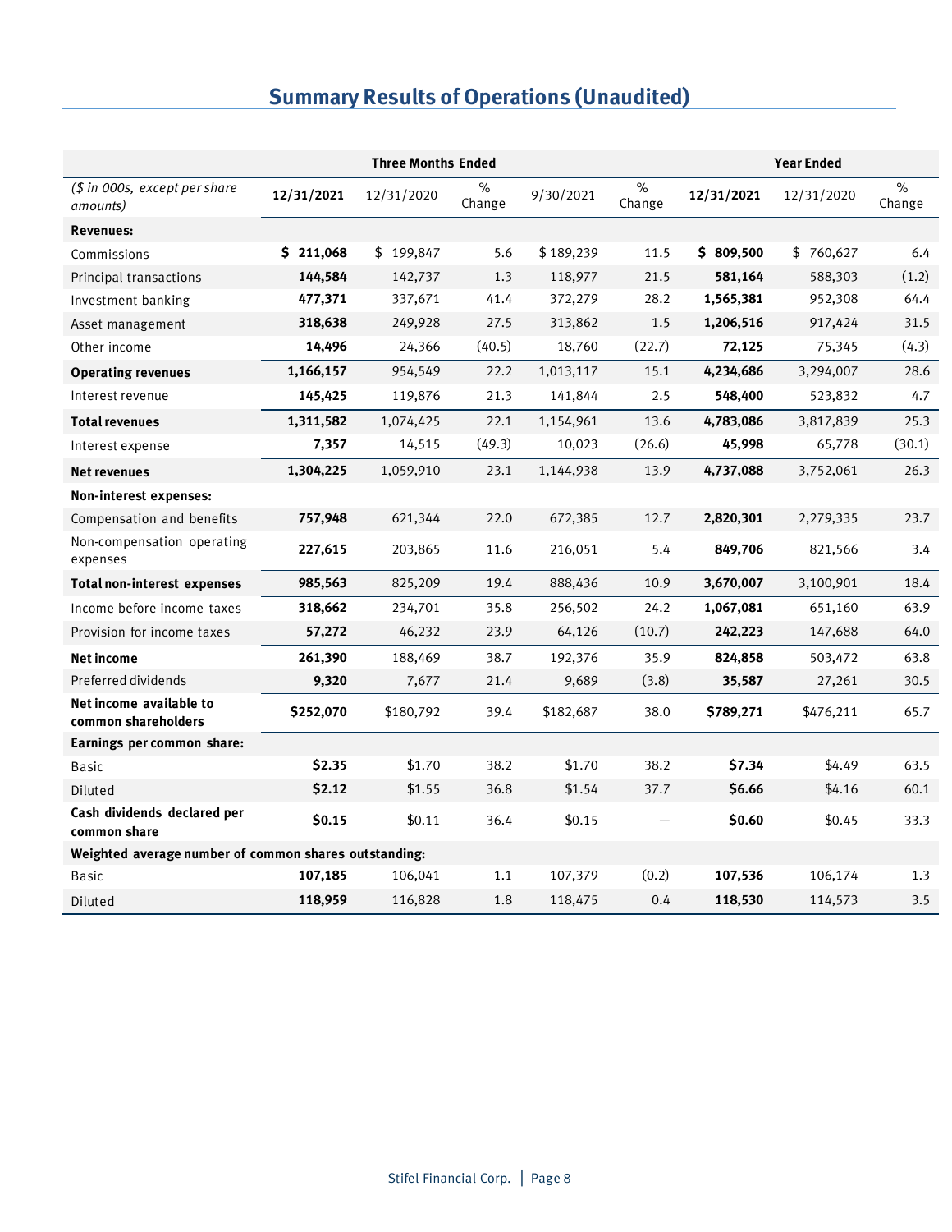## Summary Results of Operations (Unaudited)

| | Three Months Ended | | | | | Year Ended | | |
|---|---|---|---|---|---|---|---|---|
| *($ in 000s, except per share amounts)* | **12/31/2021** | 12/31/2020 | % Change | 9/30/2021 | % Change | **12/31/2021** | 12/31/2020 | % Change |
| **Revenues:** | | | | | | | | |
| Commissions | **$ 211,068** | $ 199,847 | 5.6 | $ 189,239 | 11.5 | **$ 809,500** | $ 760,627 | 6.4 |
| Principal transactions | **144,584** | 142,737 | 1.3 | 118,977 | 21.5 | **581,164** | 588,303 | (1.2) |
| Investment banking | **477,371** | 337,671 | 41.4 | 372,279 | 28.2 | **1,565,381** | 952,308 | 64.4 |
| Asset management | **318,638** | 249,928 | 27.5 | 313,862 | 1.5 | **1,206,516** | 917,424 | 31.5 |
| Other income | **14,496** | 24,366 | (40.5) | 18,760 | (22.7) | **72,125** | 75,345 | (4.3) |
| **Operating revenues** | **1,166,157** | 954,549 | 22.2 | 1,013,117 | 15.1 | **4,234,686** | 3,294,007 | 28.6 |
| Interest revenue | **145,425** | 119,876 | 21.3 | 141,844 | 2.5 | **548,400** | 523,832 | 4.7 |
| **Total revenues** | **1,311,582** | 1,074,425 | 22.1 | 1,154,961 | 13.6 | **4,783,086** | 3,817,839 | 25.3 |
| Interest expense | **7,357** | 14,515 | (49.3) | 10,023 | (26.6) | **45,998** | 65,778 | (30.1) |
| **Net revenues** | **1,304,225** | 1,059,910 | 23.1 | 1,144,938 | 13.9 | **4,737,088** | 3,752,061 | 26.3 |
| **Non-interest expenses:** | | | | | | | | |
| Compensation and benefits | **757,948** | 621,344 | 22.0 | 672,385 | 12.7 | **2,820,301** | 2,279,335 | 23.7 |
| Non-compensation operating expenses | **227,615** | 203,865 | 11.6 | 216,051 | 5.4 | **849,706** | 821,566 | 3.4 |
| **Total non-interest expenses** | **985,563** | 825,209 | 19.4 | 888,436 | 10.9 | **3,670,007** | 3,100,901 | 18.4 |
| Income before income taxes | **318,662** | 234,701 | 35.8 | 256,502 | 24.2 | **1,067,081** | 651,160 | 63.9 |
| Provision for income taxes | **57,272** | 46,232 | 23.9 | 64,126 | (10.7) | **242,223** | 147,688 | 64.0 |
| **Net income** | **261,390** | 188,469 | 38.7 | 192,376 | 35.9 | **824,858** | 503,472 | 63.8 |
| Preferred dividends | **9,320** | 7,677 | 21.4 | 9,689 | (3.8) | **35,587** | 27,261 | 30.5 |
| **Net income available to common shareholders** | **$252,070** | $180,792 | 39.4 | $182,687 | 38.0 | **$789,271** | $476,211 | 65.7 |
| **Earnings per common share:** | | | | | | | | |
| Basic | **$2.35** | $1.70 | 38.2 | $1.70 | 38.2 | **$7.34** | $4.49 | 63.5 |
| Diluted | **$2.12** | $1.55 | 36.8 | $1.54 | 37.7 | **$6.66** | $4.16 | 60.1 |
| **Cash dividends declared per common share** | **$0.15** | $0.11 | 36.4 | $0.15 | — | **$0.60** | $0.45 | 33.3 |
| **Weighted average number of common shares outstanding:** | | | | | | | | |
| Basic | **107,185** | 106,041 | 1.1 | 107,379 | (0.2) | **107,536** | 106,174 | 1.3 |
| Diluted | **118,959** | 116,828 | 1.8 | 118,475 | 0.4 | **118,530** | 114,573 | 3.5 |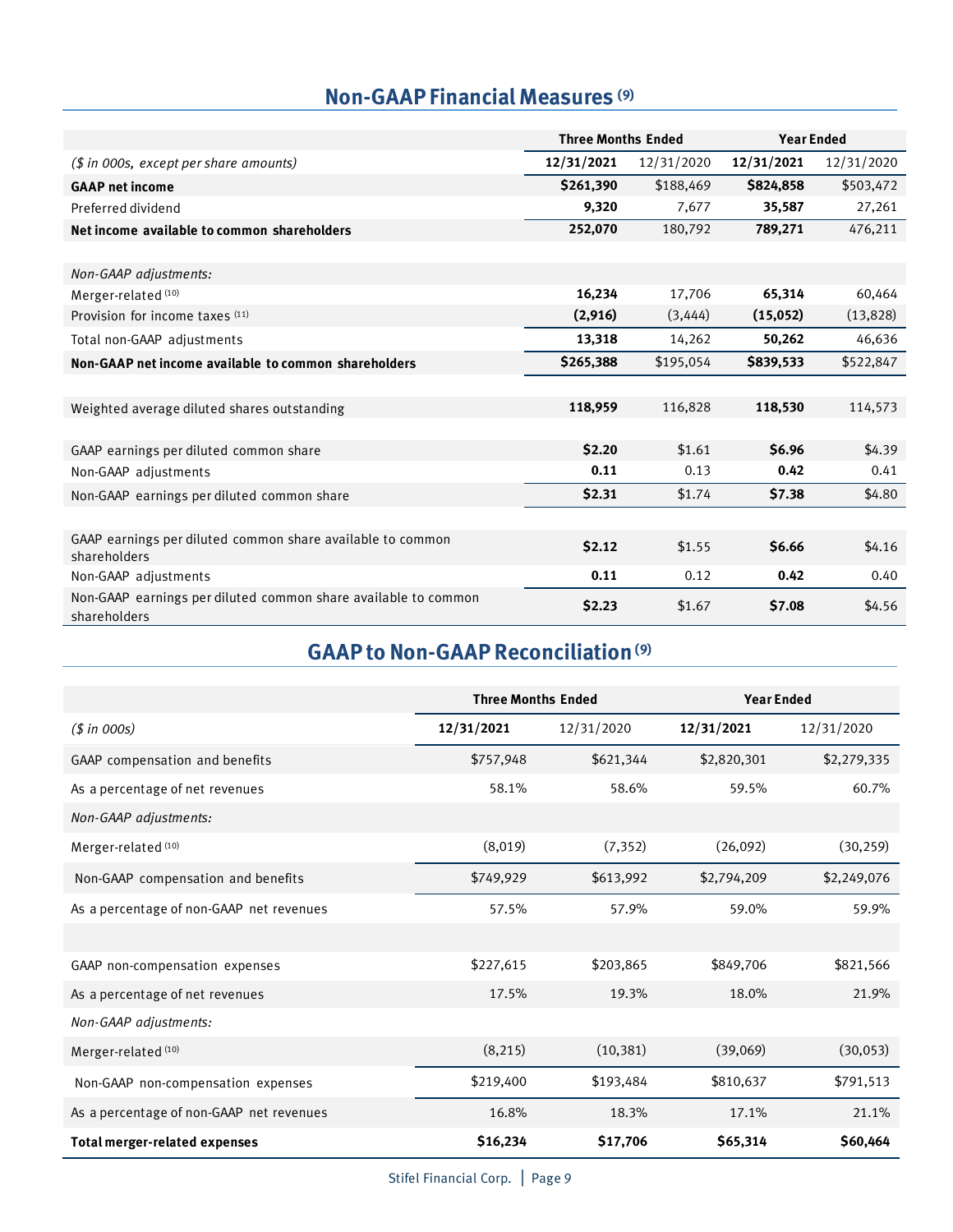## Non-GAAP Financial Measures [9]

| | Three Months Ended | | Year Ended | |
|---|---|---|---|---|
| *($ in 000s, except per share amounts)* | **12/31/2021** | 12/31/2020 | **12/31/2021** | 12/31/2020 |
| **GAAP net income** | **$261,390** | $188,469 | **$824,858** | $503,472 |
| Preferred dividend | **9,320** | 7,677 | **35,587** | 27,261 |
| **Net income available to common shareholders** | **252,070** | 180,792 | **789,271** | 476,211 |
| | | | | |
| *Non-GAAP adjustments:* | | | | |
| Merger-related [10] | **16,234** | 17,706 | **65,314** | 60,464 |
| Provision for income taxes [11] | **(2,916)** | (3,444) | **(15,052)** | (13,828) |
| Total non-GAAP adjustments | **13,318** | 14,262 | **50,262** | 46,636 |
| **Non-GAAP net income available to common shareholders** | **$265,388** | $195,054 | **$839,533** | $522,847 |
| | | | | |
| Weighted average diluted shares outstanding | **118,959** | 116,828 | **118,530** | 114,573 |
| | | | | |
| GAAP earnings per diluted common share | **$2.20** | $1.61 | **$6.96** | $4.39 |
| Non-GAAP adjustments | **0.11** | 0.13 | **0.42** | 0.41 |
| Non-GAAP earnings per diluted common share | **$2.31** | $1.74 | **$7.38** | $4.80 |
| | | | | |
| GAAP earnings per diluted common share available to common shareholders | **$2.12** | $1.55 | **$6.66** | $4.16 |
| Non-GAAP adjustments | **0.11** | 0.12 | **0.42** | 0.40 |
| Non-GAAP earnings per diluted common share available to common shareholders | **$2.23** | $1.67 | **$7.08** | $4.56 |

## GAAP to Non-GAAP Reconciliation [9]

| | Three Months Ended | | Year Ended | |
|---|---|---|---|---|
| *($ in 000s)* | **12/31/2021** | 12/31/2020 | **12/31/2021** | 12/31/2020 |
| GAAP compensation and benefits | $757,948 | $621,344 | $2,820,301 | $2,279,335 |
| As a percentage of net revenues | 58.1% | 58.6% | 59.5% | 60.7% |
| *Non-GAAP adjustments:* | | | | |
| Merger-related [10] | (8,019) | (7,352) | (26,092) | (30,259) |
| Non-GAAP compensation and benefits | $749,929 | $613,992 | $2,794,209 | $2,249,076 |
| As a percentage of non-GAAP net revenues | 57.5% | 57.9% | 59.0% | 59.9% |
| | | | | |
| GAAP non-compensation expenses | $227,615 | $203,865 | $849,706 | $821,566 |
| As a percentage of net revenues | 17.5% | 19.3% | 18.0% | 21.9% |
| *Non-GAAP adjustments:* | | | | |
| Merger-related [10] | (8,215) | (10,381) | (39,069) | (30,053) |
| Non-GAAP non-compensation expenses | $219,400 | $193,484 | $810,637 | $791,513 |
| As a percentage of non-GAAP net revenues | 16.8% | 18.3% | 17.1% | 21.1% |
| **Total merger-related expenses** | **$16,234** | **$17,706** | **$65,314** | **$60,464** |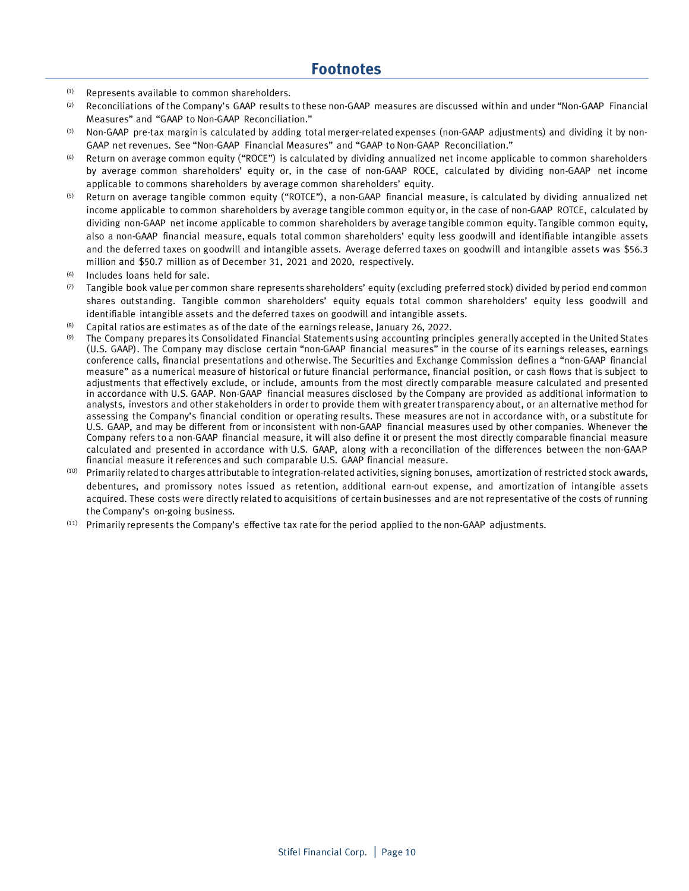# Footnotes

(1) Represents available to common shareholders.

(2) Reconciliations of the Company's GAAP results to these non-GAAP measures are discussed within and under "Non-GAAP Financial Measures" and "GAAP to Non-GAAP Reconciliation."

(3) Non-GAAP pre-tax margin is calculated by adding total merger-related expenses (non-GAAP adjustments) and dividing it by non-GAAP net revenues. See "Non-GAAP Financial Measures" and "GAAP to Non-GAAP Reconciliation."

(4) Return on average common equity ("ROCE") is calculated by dividing annualized net income applicable to common shareholders by average common shareholders' equity or, in the case of non-GAAP ROCE, calculated by dividing non-GAAP net income applicable to commons shareholders by average common shareholders' equity.

(5) Return on average tangible common equity ("ROTCE"), a non-GAAP financial measure, is calculated by dividing annualized net income applicable to common shareholders by average tangible common equity or, in the case of non-GAAP ROTCE, calculated by dividing non-GAAP net income applicable to common shareholders by average tangible common equity. Tangible common equity, also a non-GAAP financial measure, equals total common shareholders' equity less goodwill and identifiable intangible assets and the deferred taxes on goodwill and intangible assets. Average deferred taxes on goodwill and intangible assets was $56.3 million and $50.7 million as of December 31, 2021 and 2020, respectively.

(6) Includes loans held for sale.

(7) Tangible book value per common share represents shareholders' equity (excluding preferred stock) divided by period end common shares outstanding. Tangible common shareholders' equity equals total common shareholders' equity less goodwill and identifiable intangible assets and the deferred taxes on goodwill and intangible assets.

(8) Capital ratios are estimates as of the date of the earnings release, January 26, 2022.

(9) The Company prepares its Consolidated Financial Statements using accounting principles generally accepted in the United States (U.S. GAAP). The Company may disclose certain "non-GAAP financial measures" in the course of its earnings releases, earnings conference calls, financial presentations and otherwise. The Securities and Exchange Commission defines a "non-GAAP financial measure" as a numerical measure of historical or future financial performance, financial position, or cash flows that is subject to adjustments that effectively exclude, or include, amounts from the most directly comparable measure calculated and presented in accordance with U.S. GAAP. Non-GAAP financial measures disclosed by the Company are provided as additional information to analysts, investors and other stakeholders in order to provide them with greater transparency about, or an alternative method for assessing the Company's financial condition or operating results. These measures are not in accordance with, or a substitute for U.S. GAAP, and may be different from or inconsistent with non-GAAP financial measures used by other companies. Whenever the Company refers to a non-GAAP financial measure, it will also define it or present the most directly comparable financial measure calculated and presented in accordance with U.S. GAAP, along with a reconciliation of the differences between the non-GAAP financial measure it references and such comparable U.S. GAAP financial measure.

(10) Primarily related to charges attributable to integration-related activities, signing bonuses, amortization of restricted stock awards, debentures, and promissory notes issued as retention, additional earn-out expense, and amortization of intangible assets acquired. These costs were directly related to acquisitions of certain businesses and are not representative of the costs of running the Company's on-going business.

(11) Primarily represents the Company's effective tax rate for the period applied to the non-GAAP adjustments.